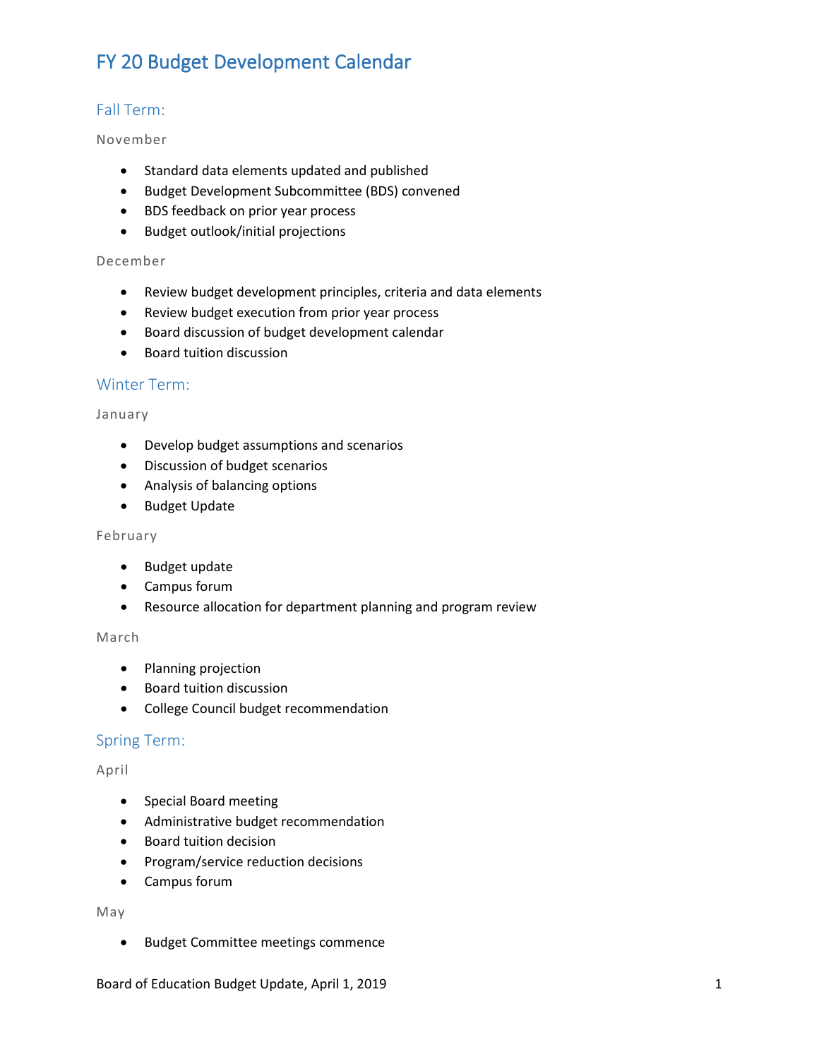# FY 20 Budget Development Calendar

## Fall Term:

### November

- Standard data elements updated and published
- Budget Development Subcommittee (BDS) convened
- BDS feedback on prior year process
- Budget outlook/initial projections

### December

- Review budget development principles, criteria and data elements
- Review budget execution from prior year process
- Board discussion of budget development calendar
- Board tuition discussion

## Winter Term:

### January

- Develop budget assumptions and scenarios
- Discussion of budget scenarios
- Analysis of balancing options
- Budget Update

### February

- Budget update
- Campus forum
- Resource allocation for department planning and program review

### March

- Planning projection
- Board tuition discussion
- College Council budget recommendation

## Spring Term:

### April

- Special Board meeting
- Administrative budget recommendation
- Board tuition decision
- Program/service reduction decisions
- Campus forum

### May

- Budget Committee meetings commence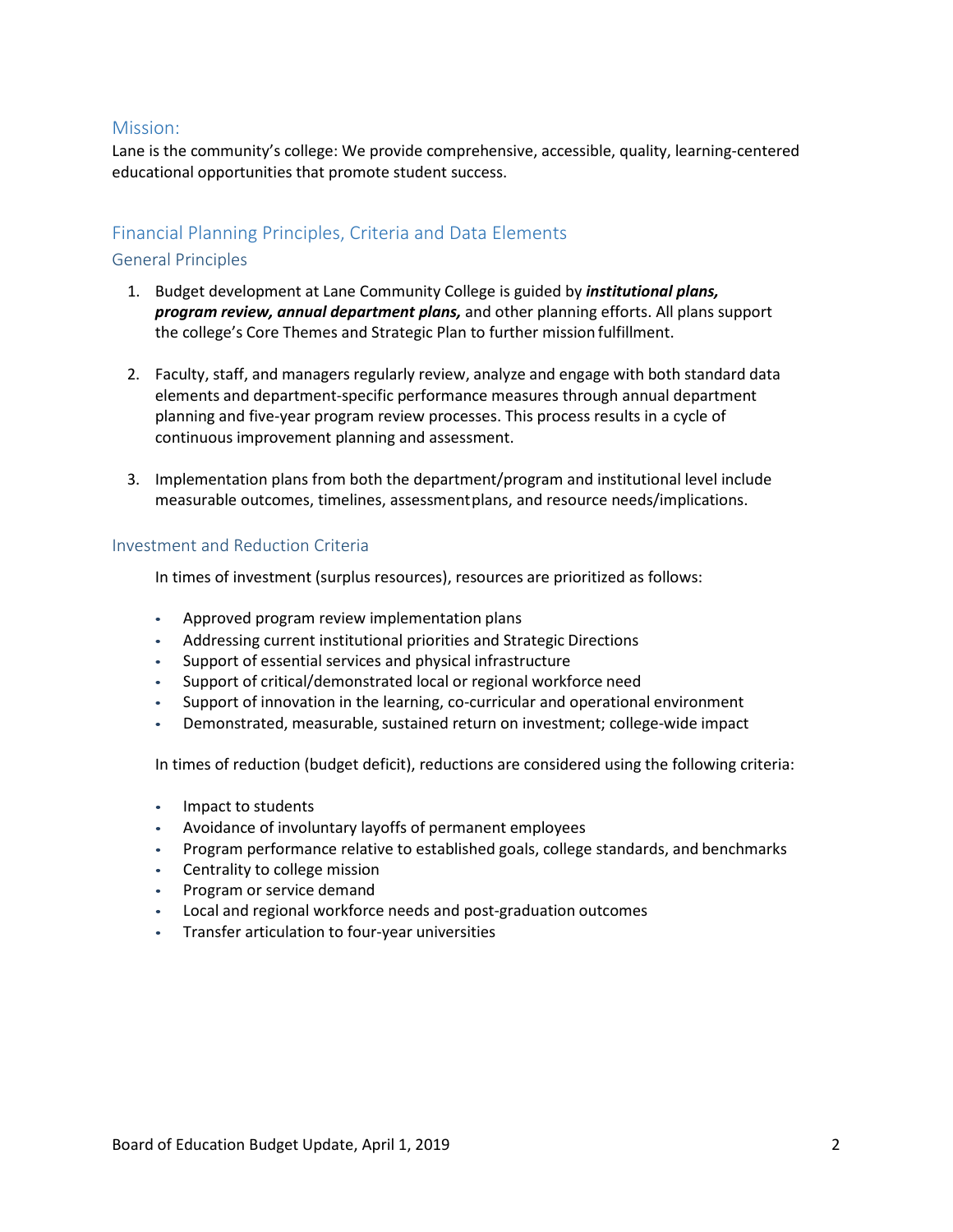## Mission:

Lane is the community's college: We provide comprehensive, accessible, quality, learning-centered educational opportunities that promote student success.

## Financial Planning Principles, Criteria and Data Elements

### General Principles

1. Budget development at Lane Community College is guided by ***institutional plans, program review, annual department plans,*** and other planning efforts. All plans support the college's Core Themes and Strategic Plan to further mission fulfillment.

2. Faculty, staff, and managers regularly review, analyze and engage with both standard data elements and department-specific performance measures through annual department planning and five-year program review processes. This process results in a cycle of continuous improvement planning and assessment.

3. Implementation plans from both the department/program and institutional level include measurable outcomes, timelines, assessment plans, and resource needs/implications.

### Investment and Reduction Criteria

In times of investment (surplus resources), resources are prioritized as follows:

- Approved program review implementation plans
- Addressing current institutional priorities and Strategic Directions
- Support of essential services and physical infrastructure
- Support of critical/demonstrated local or regional workforce need
- Support of innovation in the learning, co-curricular and operational environment
- Demonstrated, measurable, sustained return on investment; college-wide impact

In times of reduction (budget deficit), reductions are considered using the following criteria:

- Impact to students
- Avoidance of involuntary layoffs of permanent employees
- Program performance relative to established goals, college standards, and benchmarks
- Centrality to college mission
- Program or service demand
- Local and regional workforce needs and post-graduation outcomes
- Transfer articulation to four-year universities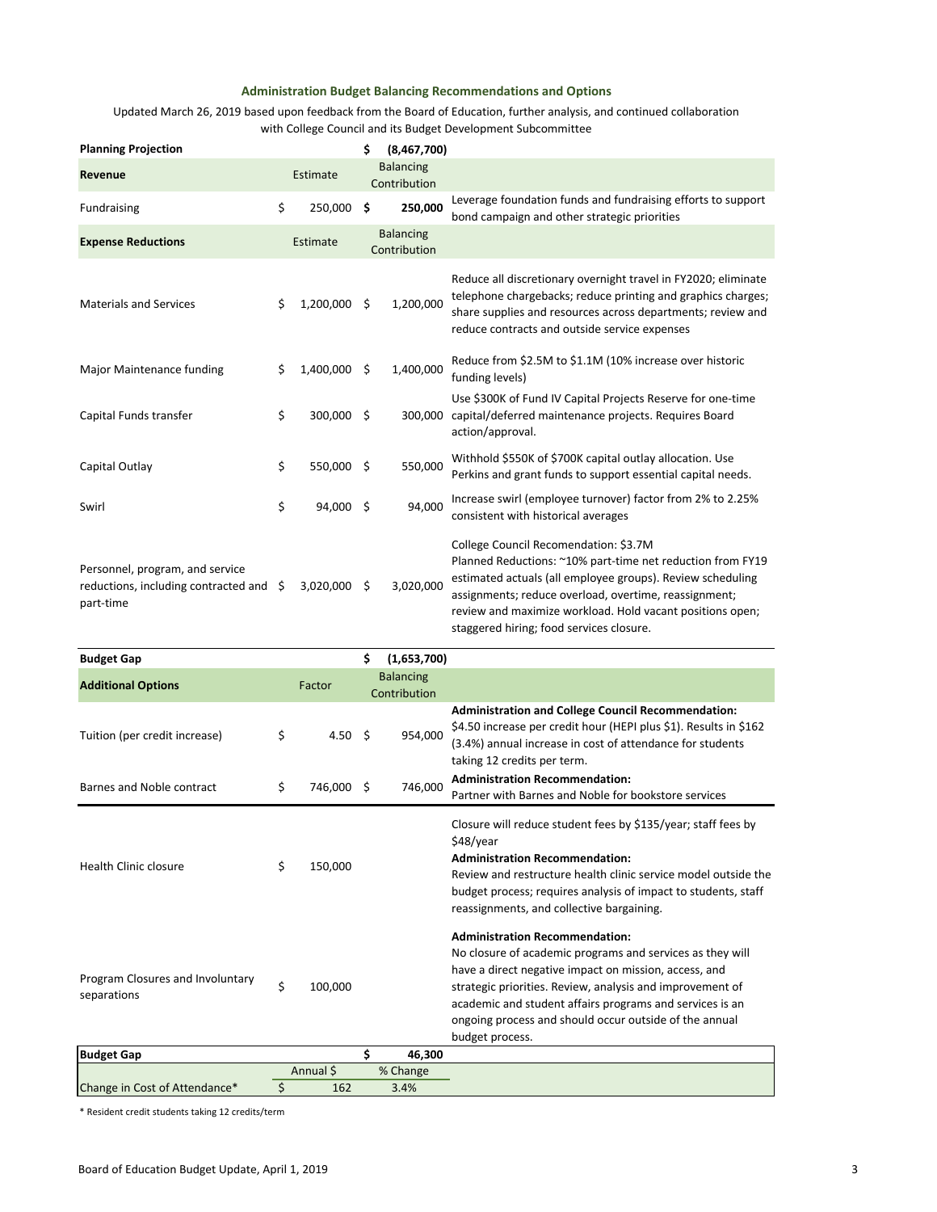## Administration Budget Balancing Recommendations and Options

Updated March 26, 2019 based upon feedback from the Board of Education, further analysis, and continued collaboration with College Council and its Budget Development Subcommittee

| | | | |
|---|---|---|---|
| **Planning Projection** | | $ **(8,467,700)** | |
| **Revenue** | Estimate | Balancing Contribution | |
| Fundraising | $ 250,000 | **$ 250,000** | Leverage foundation funds and fundraising efforts to support bond campaign and other strategic priorities |
| **Expense Reductions** | Estimate | Balancing Contribution | |
| Materials and Services | $ 1,200,000 | $ 1,200,000 | Reduce all discretionary overnight travel in FY2020; eliminate telephone chargebacks; reduce printing and graphics charges; share supplies and resources across departments; review and reduce contracts and outside service expenses |
| Major Maintenance funding | $ 1,400,000 | $ 1,400,000 | Reduce from $2.5M to $1.1M (10% increase over historic funding levels) |
| Capital Funds transfer | $ 300,000 | $ 300,000 | Use $300K of Fund IV Capital Projects Reserve for one-time capital/deferred maintenance projects. Requires Board action/approval. |
| Capital Outlay | $ 550,000 | $ 550,000 | Withhold $550K of $700K capital outlay allocation. Use Perkins and grant funds to support essential capital needs. |
| Swirl | $ 94,000 | $ 94,000 | Increase swirl (employee turnover) factor from 2% to 2.25% consistent with historical averages |
| Personnel, program, and service reductions, including contracted and part-time | $ 3,020,000 | $ 3,020,000 | College Council Recomendation: $3.7M<br>Planned Reductions: ~10% part-time net reduction from FY19 estimated actuals (all employee groups). Review scheduling assignments; reduce overload, overtime, reassignment; review and maximize workload. Hold vacant positions open; staggered hiring; food services closure. |
| **Budget Gap** | | $ **(1,653,700)** | |
| **Additional Options** | Factor | Balancing Contribution | |
| Tuition (per credit increase) | $ 4.50 | $ 954,000 | **Administration and College Council Recommendation:**<br>$4.50 increase per credit hour (HEPI plus $1). Results in $162 (3.4%) annual increase in cost of attendance for students taking 12 credits per term. |
| Barnes and Noble contract | $ 746,000 | $ 746,000 | **Administration Recommendation:**<br>Partner with Barnes and Noble for bookstore services |
| Health Clinic closure | $ 150,000 | | Closure will reduce student fees by $135/year; staff fees by $48/year<br>**Administration Recommendation:**<br>Review and restructure health clinic service model outside the budget process; requires analysis of impact to students, staff reassignments, and collective bargaining. |
| Program Closures and Involuntary separations | $ 100,000 | | **Administration Recommendation:**<br>No closure of academic programs and services as they will have a direct negative impact on mission, access, and strategic priorities. Review, analysis and improvement of academic and student affairs programs and services is an ongoing process and should occur outside of the annual budget process. |
| **Budget Gap** | | $ **46,300** | |
| | Annual $ | % Change | |
| Change in Cost of Attendance* | $ 162 | 3.4% | |

\* Resident credit students taking 12 credits/term